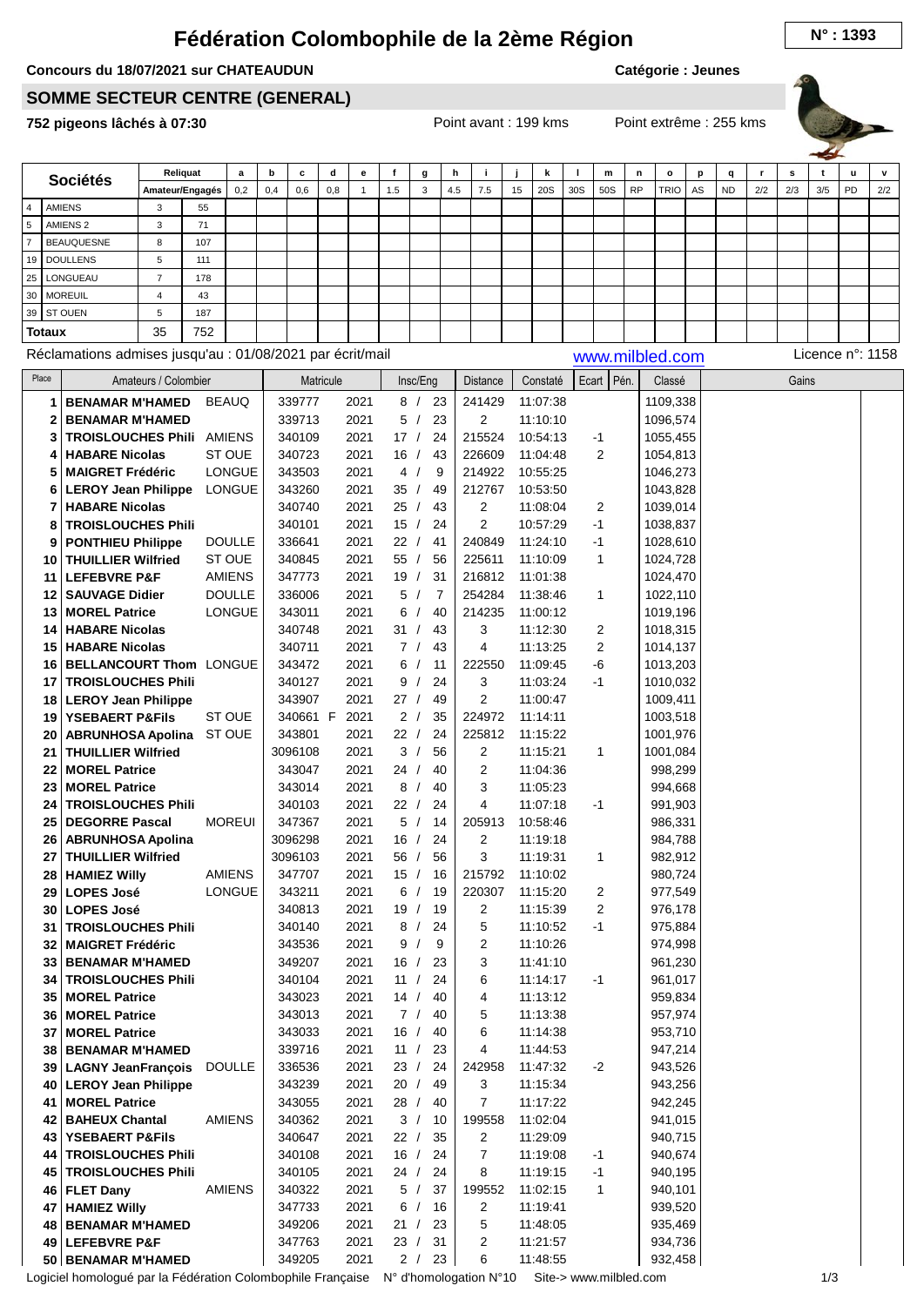# Fédération Colombophile de la 2ème Région

**N° : 1393**

**Concours du 18/07/2021 sur CHATEAUDUN** — **Catégorie : Jeunes**

## SOMME SECTEUR CENTRE (GENERAL)

**752 pigeons lâchés à 07:30** — Point avant : 199 kms — Point extrême : 255 kms

| | Sociétés | Reliquat Amateur | Engagés | a 0,2 | b 0,4 | c 0,6 | d 0,8 | e 1 | f 1.5 | g 3 | h 4.5 | i 7.5 | j 15 | k 20S | l 30S | m 50S | n RP | o TRIO | p AS | q ND | r 2/2 | s 2/3 | t 3/5 | u PD | v 2/2 |
|---|---|---|---|---|---|---|---|---|---|---|---|---|---|---|---|---|---|---|---|---|---|---|---|---|---|
| 4 | AMIENS | 3 | 55 | | | | | | | | | | | | | | | | | | | | | | |
| 5 | AMIENS 2 | 3 | 71 | | | | | | | | | | | | | | | | | | | | | | |
| 7 | BEAUQUESNE | 8 | 107 | | | | | | | | | | | | | | | | | | | | | | |
| 19 | DOULLENS | 5 | 111 | | | | | | | | | | | | | | | | | | | | | | |
| 25 | LONGUEAU | 7 | 178 | | | | | | | | | | | | | | | | | | | | | | |
| 30 | MOREUIL | 4 | 43 | | | | | | | | | | | | | | | | | | | | | | |
| 39 | ST OUEN | 5 | 187 | | | | | | | | | | | | | | | | | | | | | | |
| **Totaux** | | 35 | 752 | | | | | | | | | | | | | | | | | | | | | | |

Réclamations admises jusqu'au : 01/08/2021 par écrit/mail — www.milbled.com — Licence n°: 1158

| Place | Amateurs / Colombier | | Matricule | | Insc/Eng | Distance | Constaté | Ecart | Pén. | Classé | Gains |
|---|---|---|---|---|---|---|---|---|---|---|---|
| 1 | **BENAMAR M'HAMED** | BEAUQ | 339777 | 2021 | 8 / 23 | 241429 | 11:07:38 | | | 1109,338 | |
| 2 | **BENAMAR M'HAMED** | | 339713 | 2021 | 5 / 23 | 2 | 11:10:10 | | | 1096,574 | |
| 3 | **TROISLOUCHES Phili** | AMIENS | 340109 | 2021 | 17 / 24 | 215524 | 10:54:13 | -1 | | 1055,455 | |
| 4 | **HABARE Nicolas** | ST OUE | 340723 | 2021 | 16 / 43 | 226609 | 11:04:48 | 2 | | 1054,813 | |
| 5 | **MAIGRET Frédéric** | LONGUE | 343503 | 2021 | 4 / 9 | 214922 | 10:55:25 | | | 1046,273 | |
| 6 | **LEROY Jean Philippe** | LONGUE | 343260 | 2021 | 35 / 49 | 212767 | 10:53:50 | | | 1043,828 | |
| 7 | **HABARE Nicolas** | | 340740 | 2021 | 25 / 43 | 2 | 11:08:04 | 2 | | 1039,014 | |
| 8 | **TROISLOUCHES Phili** | | 340101 | 2021 | 15 / 24 | 2 | 10:57:29 | -1 | | 1038,837 | |
| 9 | **PONTHIEU Philippe** | DOULLE | 336641 | 2021 | 22 / 41 | 240849 | 11:24:10 | -1 | | 1028,610 | |
| 10 | **THUILLIER Wilfried** | ST OUE | 340845 | 2021 | 55 / 56 | 225611 | 11:10:09 | 1 | | 1024,728 | |
| 11 | **LEFEBVRE P&F** | AMIENS | 347773 | 2021 | 19 / 31 | 216812 | 11:01:38 | | | 1024,470 | |
| 12 | **SAUVAGE Didier** | DOULLE | 336006 | 2021 | 5 / 7 | 254284 | 11:38:46 | 1 | | 1022,110 | |
| 13 | **MOREL Patrice** | LONGUE | 343011 | 2021 | 6 / 40 | 214235 | 11:00:12 | | | 1019,196 | |
| 14 | **HABARE Nicolas** | | 340748 | 2021 | 31 / 43 | 3 | 11:12:30 | 2 | | 1018,315 | |
| 15 | **HABARE Nicolas** | | 340711 | 2021 | 7 / 43 | 4 | 11:13:25 | 2 | | 1014,137 | |
| 16 | **BELLANCOURT Thom** | LONGUE | 343472 | 2021 | 6 / 11 | 222550 | 11:09:45 | -6 | | 1013,203 | |
| 17 | **TROISLOUCHES Phili** | | 340127 | 2021 | 9 / 24 | 3 | 11:03:24 | -1 | | 1010,032 | |
| 18 | **LEROY Jean Philippe** | | 343907 | 2021 | 27 / 49 | 2 | 11:00:47 | | | 1009,411 | |
| 19 | **YSEBAERT P&Fils** | ST OUE | 340661 F | 2021 | 2 / 35 | 224972 | 11:14:11 | | | 1003,518 | |
| 20 | **ABRUNHOSA Apolina** | ST OUE | 343801 | 2021 | 22 / 24 | 225812 | 11:15:22 | | | 1001,976 | |
| 21 | **THUILLIER Wilfried** | | 3096108 | 2021 | 3 / 56 | 2 | 11:15:21 | 1 | | 1001,084 | |
| 22 | **MOREL Patrice** | | 343047 | 2021 | 24 / 40 | 2 | 11:04:36 | | | 998,299 | |
| 23 | **MOREL Patrice** | | 343014 | 2021 | 8 / 40 | 3 | 11:05:23 | | | 994,668 | |
| 24 | **TROISLOUCHES Phili** | | 340103 | 2021 | 22 / 24 | 4 | 11:07:18 | -1 | | 991,903 | |
| 25 | **DEGORRE Pascal** | MOREUI | 347367 | 2021 | 5 / 14 | 205913 | 10:58:46 | | | 986,331 | |
| 26 | **ABRUNHOSA Apolina** | | 3096298 | 2021 | 16 / 24 | 2 | 11:19:18 | | | 984,788 | |
| 27 | **THUILLIER Wilfried** | | 3096103 | 2021 | 56 / 56 | 3 | 11:19:31 | 1 | | 982,912 | |
| 28 | **HAMIEZ Willy** | AMIENS | 347707 | 2021 | 15 / 16 | 215792 | 11:10:02 | | | 980,724 | |
| 29 | **LOPES José** | LONGUE | 343211 | 2021 | 6 / 19 | 220307 | 11:15:20 | 2 | | 977,549 | |
| 30 | **LOPES José** | | 340813 | 2021 | 19 / 19 | 2 | 11:15:39 | 2 | | 976,178 | |
| 31 | **TROISLOUCHES Phili** | | 340140 | 2021 | 8 / 24 | 5 | 11:10:52 | -1 | | 975,884 | |
| 32 | **MAIGRET Frédéric** | | 343536 | 2021 | 9 / 9 | 2 | 11:10:26 | | | 974,998 | |
| 33 | **BENAMAR M'HAMED** | | 349207 | 2021 | 16 / 23 | 3 | 11:41:10 | | | 961,230 | |
| 34 | **TROISLOUCHES Phili** | | 340104 | 2021 | 11 / 24 | 6 | 11:14:17 | -1 | | 961,017 | |
| 35 | **MOREL Patrice** | | 343023 | 2021 | 14 / 40 | 4 | 11:13:12 | | | 959,834 | |
| 36 | **MOREL Patrice** | | 343013 | 2021 | 7 / 40 | 5 | 11:13:38 | | | 957,974 | |
| 37 | **MOREL Patrice** | | 343033 | 2021 | 16 / 40 | 6 | 11:14:38 | | | 953,710 | |
| 38 | **BENAMAR M'HAMED** | | 339716 | 2021 | 11 / 23 | 4 | 11:44:53 | | | 947,214 | |
| 39 | **LAGNY JeanFrançois** | DOULLE | 336536 | 2021 | 23 / 24 | 242958 | 11:47:32 | -2 | | 943,526 | |
| 40 | **LEROY Jean Philippe** | | 343239 | 2021 | 20 / 49 | 3 | 11:15:34 | | | 943,256 | |
| 41 | **MOREL Patrice** | | 343055 | 2021 | 28 / 40 | 7 | 11:17:22 | | | 942,245 | |
| 42 | **BAHEUX Chantal** | AMIENS | 340362 | 2021 | 3 / 10 | 199558 | 11:02:04 | | | 941,015 | |
| 43 | **YSEBAERT P&Fils** | | 340647 | 2021 | 22 / 35 | 2 | 11:29:09 | | | 940,715 | |
| 44 | **TROISLOUCHES Phili** | | 340108 | 2021 | 16 / 24 | 7 | 11:19:08 | -1 | | 940,674 | |
| 45 | **TROISLOUCHES Phili** | | 340105 | 2021 | 24 / 24 | 8 | 11:19:15 | -1 | | 940,195 | |
| 46 | **FLET Dany** | AMIENS | 340322 | 2021 | 5 / 37 | 199552 | 11:02:15 | 1 | | 940,101 | |
| 47 | **HAMIEZ Willy** | | 347733 | 2021 | 6 / 16 | 2 | 11:19:41 | | | 939,520 | |
| 48 | **BENAMAR M'HAMED** | | 349206 | 2021 | 21 / 23 | 5 | 11:48:05 | | | 935,469 | |
| 49 | **LEFEBVRE P&F** | | 347763 | 2021 | 23 / 31 | 2 | 11:21:57 | | | 934,736 | |
| 50 | **BENAMAR M'HAMED** | | 349205 | 2021 | 2 / 23 | 6 | 11:48:55 | | | 932,458 | |

Logiciel homologué par la Fédération Colombophile Française — N° d'homologation N°10 — Site-> www.milbled.com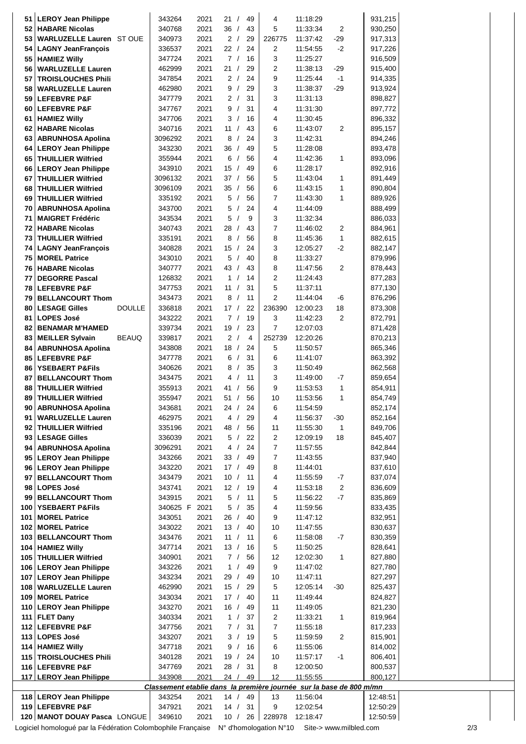| | | | | | | | | | |
|---|---|---|---|---|---|---|---|---|---|
| 51 | LEROY Jean Philippe | | 343264 | 2021 | 21 / 49 | 4 | 11:18:29 | | 931,215 |
| 52 | HABARE Nicolas | | 340768 | 2021 | 36 / 43 | 5 | 11:33:34 | 2 | 930,250 |
| 53 | WARLUZELLE Lauren | ST OUE | 340973 | 2021 | 2 / 29 | 226775 | 11:37:42 | -29 | 917,313 |
| 54 | LAGNY JeanFrançois | | 336537 | 2021 | 22 / 24 | 2 | 11:54:55 | -2 | 917,226 |
| 55 | HAMIEZ Willy | | 347724 | 2021 | 7 / 16 | 3 | 11:25:27 | | 916,509 |
| 56 | WARLUZELLE Lauren | | 462999 | 2021 | 21 / 29 | 2 | 11:38:13 | -29 | 915,400 |
| 57 | TROISLOUCHES Phili | | 347854 | 2021 | 2 / 24 | 9 | 11:25:44 | -1 | 914,335 |
| 58 | WARLUZELLE Lauren | | 462980 | 2021 | 9 / 29 | 3 | 11:38:37 | -29 | 913,924 |
| 59 | LEFEBVRE P&F | | 347779 | 2021 | 2 / 31 | 3 | 11:31:13 | | 898,827 |
| 60 | LEFEBVRE P&F | | 347767 | 2021 | 9 / 31 | 4 | 11:31:30 | | 897,772 |
| 61 | HAMIEZ Willy | | 347706 | 2021 | 3 / 16 | 4 | 11:30:45 | | 896,332 |
| 62 | HABARE Nicolas | | 340716 | 2021 | 11 / 43 | 6 | 11:43:07 | 2 | 895,157 |
| 63 | ABRUNHOSA Apolina | | 3096292 | 2021 | 8 / 24 | 3 | 11:42:31 | | 894,246 |
| 64 | LEROY Jean Philippe | | 343230 | 2021 | 36 / 49 | 5 | 11:28:08 | | 893,478 |
| 65 | THUILLIER Wilfried | | 355944 | 2021 | 6 / 56 | 4 | 11:42:36 | 1 | 893,096 |
| 66 | LEROY Jean Philippe | | 343910 | 2021 | 15 / 49 | 6 | 11:28:17 | | 892,916 |
| 67 | THUILLIER Wilfried | | 3096132 | 2021 | 37 / 56 | 5 | 11:43:04 | 1 | 891,449 |
| 68 | THUILLIER Wilfried | | 3096109 | 2021 | 35 / 56 | 6 | 11:43:15 | 1 | 890,804 |
| 69 | THUILLIER Wilfried | | 335192 | 2021 | 5 / 56 | 7 | 11:43:30 | 1 | 889,926 |
| 70 | ABRUNHOSA Apolina | | 343700 | 2021 | 5 / 24 | 4 | 11:44:09 | | 888,499 |
| 71 | MAIGRET Frédéric | | 343534 | 2021 | 5 / 9 | 3 | 11:32:34 | | 886,033 |
| 72 | HABARE Nicolas | | 340743 | 2021 | 28 / 43 | 7 | 11:46:02 | 2 | 884,961 |
| 73 | THUILLIER Wilfried | | 335191 | 2021 | 8 / 56 | 8 | 11:45:36 | 1 | 882,615 |
| 74 | LAGNY JeanFrançois | | 340828 | 2021 | 15 / 24 | 3 | 12:05:27 | -2 | 882,147 |
| 75 | MOREL Patrice | | 343010 | 2021 | 5 / 40 | 8 | 11:33:27 | | 879,996 |
| 76 | HABARE Nicolas | | 340777 | 2021 | 43 / 43 | 8 | 11:47:56 | 2 | 878,443 |
| 77 | DEGORRE Pascal | | 126832 | 2021 | 1 / 14 | 2 | 11:24:43 | | 877,283 |
| 78 | LEFEBVRE P&F | | 347753 | 2021 | 11 / 31 | 5 | 11:37:11 | | 877,130 |
| 79 | BELLANCOURT Thom | | 343473 | 2021 | 8 / 11 | 2 | 11:44:04 | -6 | 876,296 |
| 80 | LESAGE Gilles | DOULLE | 336818 | 2021 | 17 / 22 | 236390 | 12:00:23 | 18 | 873,308 |
| 81 | LOPES José | | 343222 | 2021 | 7 / 19 | 3 | 11:42:23 | 2 | 872,791 |
| 82 | BENAMAR M'HAMED | | 339734 | 2021 | 19 / 23 | 7 | 12:07:03 | | 871,428 |
| 83 | MEILLER Sylvain | BEAUQ | 339817 | 2021 | 2 / 4 | 252739 | 12:20:26 | | 870,213 |
| 84 | ABRUNHOSA Apolina | | 343808 | 2021 | 18 / 24 | 5 | 11:50:57 | | 865,346 |
| 85 | LEFEBVRE P&F | | 347778 | 2021 | 6 / 31 | 6 | 11:41:07 | | 863,392 |
| 86 | YSEBAERT P&Fils | | 340626 | 2021 | 8 / 35 | 3 | 11:50:49 | | 862,568 |
| 87 | BELLANCOURT Thom | | 343475 | 2021 | 4 / 11 | 3 | 11:49:00 | -7 | 859,654 |
| 88 | THUILLIER Wilfried | | 355913 | 2021 | 41 / 56 | 9 | 11:53:53 | 1 | 854,911 |
| 89 | THUILLIER Wilfried | | 355947 | 2021 | 51 / 56 | 10 | 11:53:56 | 1 | 854,749 |
| 90 | ABRUNHOSA Apolina | | 343681 | 2021 | 24 / 24 | 6 | 11:54:59 | | 852,174 |
| 91 | WARLUZELLE Lauren | | 462975 | 2021 | 4 / 29 | 4 | 11:56:37 | -30 | 852,164 |
| 92 | THUILLIER Wilfried | | 335196 | 2021 | 48 / 56 | 11 | 11:55:30 | 1 | 849,706 |
| 93 | LESAGE Gilles | | 336039 | 2021 | 5 / 22 | 2 | 12:09:19 | 18 | 845,407 |
| 94 | ABRUNHOSA Apolina | | 3096291 | 2021 | 4 / 24 | 7 | 11:57:55 | | 842,844 |
| 95 | LEROY Jean Philippe | | 343266 | 2021 | 33 / 49 | 7 | 11:43:55 | | 837,940 |
| 96 | LEROY Jean Philippe | | 343220 | 2021 | 17 / 49 | 8 | 11:44:01 | | 837,610 |
| 97 | BELLANCOURT Thom | | 343479 | 2021 | 10 / 11 | 4 | 11:55:59 | -7 | 837,074 |
| 98 | LOPES José | | 343741 | 2021 | 12 / 19 | 4 | 11:53:18 | 2 | 836,609 |
| 99 | BELLANCOURT Thom | | 343915 | 2021 | 5 / 11 | 5 | 11:56:22 | -7 | 835,869 |
| 100 | YSEBAERT P&Fils | | 340625 F | 2021 | 5 / 35 | 4 | 11:59:56 | | 833,435 |
| 101 | MOREL Patrice | | 343051 | 2021 | 26 / 40 | 9 | 11:47:12 | | 832,951 |
| 102 | MOREL Patrice | | 343022 | 2021 | 13 / 40 | 10 | 11:47:55 | | 830,637 |
| 103 | BELLANCOURT Thom | | 343476 | 2021 | 11 / 11 | 6 | 11:58:08 | -7 | 830,359 |
| 104 | HAMIEZ Willy | | 347714 | 2021 | 13 / 16 | 5 | 11:50:25 | | 828,641 |
| 105 | THUILLIER Wilfried | | 340901 | 2021 | 7 / 56 | 12 | 12:02:30 | 1 | 827,880 |
| 106 | LEROY Jean Philippe | | 343226 | 2021 | 1 / 49 | 9 | 11:47:02 | | 827,780 |
| 107 | LEROY Jean Philippe | | 343234 | 2021 | 29 / 49 | 10 | 11:47:11 | | 827,297 |
| 108 | WARLUZELLE Lauren | | 462990 | 2021 | 15 / 29 | 5 | 12:05:14 | -30 | 825,437 |
| 109 | MOREL Patrice | | 343034 | 2021 | 17 / 40 | 11 | 11:49:44 | | 824,827 |
| 110 | LEROY Jean Philippe | | 343270 | 2021 | 16 / 49 | 11 | 11:49:05 | | 821,230 |
| 111 | FLET Dany | | 340334 | 2021 | 1 / 37 | 2 | 11:33:21 | 1 | 819,964 |
| 112 | LEFEBVRE P&F | | 347756 | 2021 | 7 / 31 | 7 | 11:55:18 | | 817,233 |
| 113 | LOPES José | | 343207 | 2021 | 3 / 19 | 5 | 11:59:59 | 2 | 815,901 |
| 114 | HAMIEZ Willy | | 347718 | 2021 | 9 / 16 | 6 | 11:55:06 | | 814,002 |
| 115 | TROISLOUCHES Phili | | 340128 | 2021 | 19 / 24 | 10 | 11:57:17 | -1 | 806,401 |
| 116 | LEFEBVRE P&F | | 347769 | 2021 | 28 / 31 | 8 | 12:00:50 | | 800,537 |
| 117 | LEROY Jean Philippe | | 343908 | 2021 | 24 / 49 | 12 | 11:55:55 | | 800,127 |

*Classement etablie dans la première journée sur la base de 800 m/mn*

| | | | | | | | | | |
|---|---|---|---|---|---|---|---|---|---|
| 118 | LEROY Jean Philippe | | 343254 | 2021 | 14 / 49 | 13 | 11:56:04 | | 12:48:51 |
| 119 | LEFEBVRE P&F | | 347921 | 2021 | 14 / 31 | 9 | 12:02:54 | | 12:50:29 |
| 120 | MANOT DOUAY Pasca | LONGUE | 349610 | 2021 | 10 / 26 | 228978 | 12:18:47 | | 12:50:59 |

Logiciel homologué par la Fédération Colombophile Française N° d'homologation N°10 Site-> www.milbled.com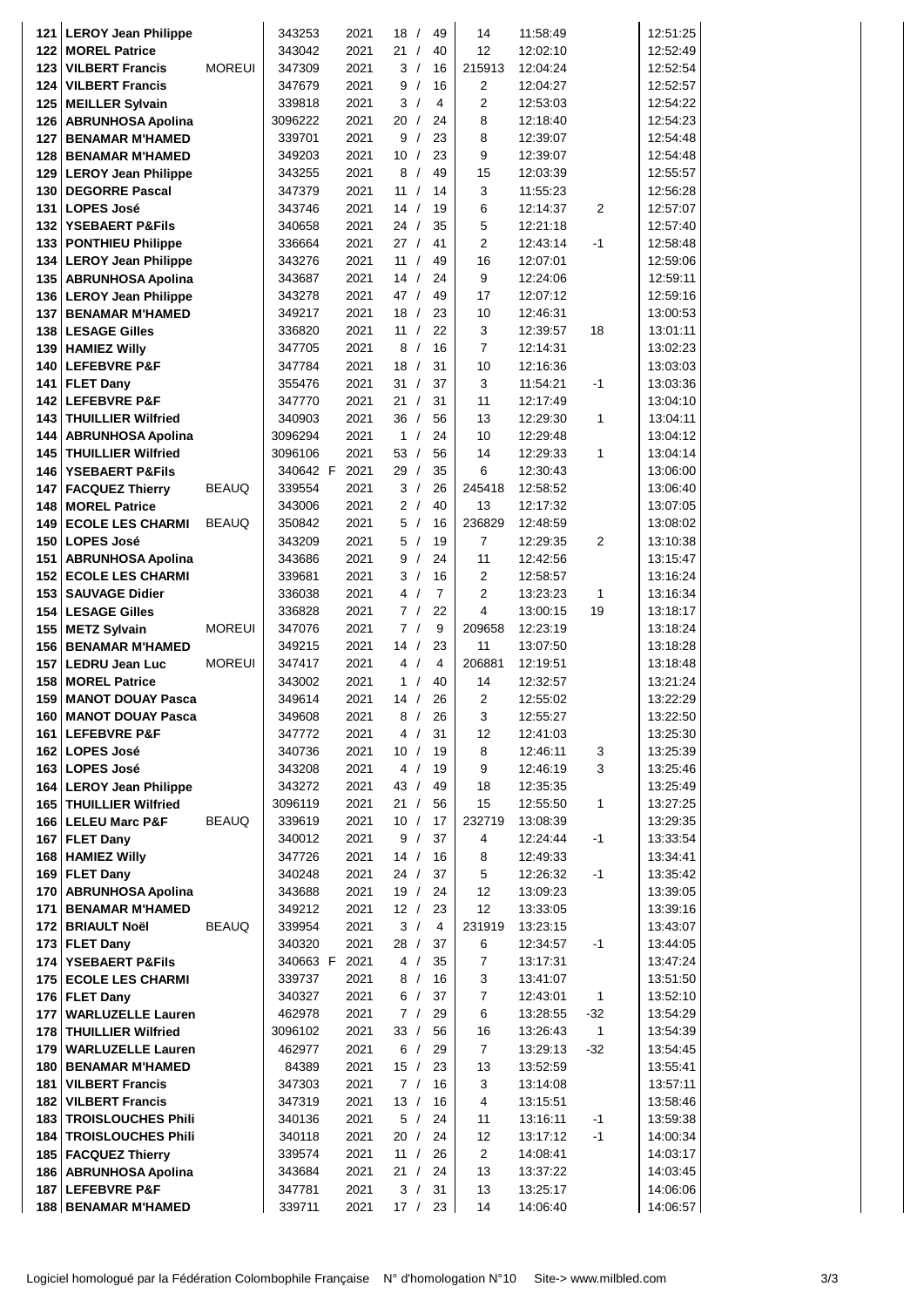| | | | | | | | | | | |
|---|---|---|---|---|---|---|---|---|---|---|
| 121 | LEROY Jean Philippe | | 343253 | 2021 | 18 / 49 | 14 | 11:58:49 | | 12:51:25 |
| 122 | MOREL Patrice | | 343042 | 2021 | 21 / 40 | 12 | 12:02:10 | | 12:52:49 |
| 123 | VILBERT Francis | MOREUI | 347309 | 2021 | 3 / 16 | 215913 | 12:04:24 | | 12:52:54 |
| 124 | VILBERT Francis | | 347679 | 2021 | 9 / 16 | 2 | 12:04:27 | | 12:52:57 |
| 125 | MEILLER Sylvain | | 339818 | 2021 | 3 / 4 | 2 | 12:53:03 | | 12:54:22 |
| 126 | ABRUNHOSA Apolina | | 3096222 | 2021 | 20 / 24 | 8 | 12:18:40 | | 12:54:23 |
| 127 | BENAMAR M'HAMED | | 339701 | 2021 | 9 / 23 | 8 | 12:39:07 | | 12:54:48 |
| 128 | BENAMAR M'HAMED | | 349203 | 2021 | 10 / 23 | 9 | 12:39:07 | | 12:54:48 |
| 129 | LEROY Jean Philippe | | 343255 | 2021 | 8 / 49 | 15 | 12:03:39 | | 12:55:57 |
| 130 | DEGORRE Pascal | | 347379 | 2021 | 11 / 14 | 3 | 11:55:23 | | 12:56:28 |
| 131 | LOPES José | | 343746 | 2021 | 14 / 19 | 6 | 12:14:37 | 2 | 12:57:07 |
| 132 | YSEBAERT P&Fils | | 340658 | 2021 | 24 / 35 | 5 | 12:21:18 | | 12:57:40 |
| 133 | PONTHIEU Philippe | | 336664 | 2021 | 27 / 41 | 2 | 12:43:14 | -1 | 12:58:48 |
| 134 | LEROY Jean Philippe | | 343276 | 2021 | 11 / 49 | 16 | 12:07:01 | | 12:59:06 |
| 135 | ABRUNHOSA Apolina | | 343687 | 2021 | 14 / 24 | 9 | 12:24:06 | | 12:59:11 |
| 136 | LEROY Jean Philippe | | 343278 | 2021 | 47 / 49 | 17 | 12:07:12 | | 12:59:16 |
| 137 | BENAMAR M'HAMED | | 349217 | 2021 | 18 / 23 | 10 | 12:46:31 | | 13:00:53 |
| 138 | LESAGE Gilles | | 336820 | 2021 | 11 / 22 | 3 | 12:39:57 | 18 | 13:01:11 |
| 139 | HAMIEZ Willy | | 347705 | 2021 | 8 / 16 | 7 | 12:14:31 | | 13:02:23 |
| 140 | LEFEBVRE P&F | | 347784 | 2021 | 18 / 31 | 10 | 12:16:36 | | 13:03:03 |
| 141 | FLET Dany | | 355476 | 2021 | 31 / 37 | 3 | 11:54:21 | -1 | 13:03:36 |
| 142 | LEFEBVRE P&F | | 347770 | 2021 | 21 / 31 | 11 | 12:17:49 | | 13:04:10 |
| 143 | THUILLIER Wilfried | | 340903 | 2021 | 36 / 56 | 13 | 12:29:30 | 1 | 13:04:11 |
| 144 | ABRUNHOSA Apolina | | 3096294 | 2021 | 1 / 24 | 10 | 12:29:48 | | 13:04:12 |
| 145 | THUILLIER Wilfried | | 3096106 | 2021 | 53 / 56 | 14 | 12:29:33 | 1 | 13:04:14 |
| 146 | YSEBAERT P&Fils | | 340642 F | 2021 | 29 / 35 | 6 | 12:30:43 | | 13:06:00 |
| 147 | FACQUEZ Thierry | BEAUQ | 339554 | 2021 | 3 / 26 | 245418 | 12:58:52 | | 13:06:40 |
| 148 | MOREL Patrice | | 343006 | 2021 | 2 / 40 | 13 | 12:17:32 | | 13:07:05 |
| 149 | ECOLE LES CHARMI | BEAUQ | 350842 | 2021 | 5 / 16 | 236829 | 12:48:59 | | 13:08:02 |
| 150 | LOPES José | | 343209 | 2021 | 5 / 19 | 7 | 12:29:35 | 2 | 13:10:38 |
| 151 | ABRUNHOSA Apolina | | 343686 | 2021 | 9 / 24 | 11 | 12:42:56 | | 13:15:47 |
| 152 | ECOLE LES CHARMI | | 339681 | 2021 | 3 / 16 | 2 | 12:58:57 | | 13:16:24 |
| 153 | SAUVAGE Didier | | 336038 | 2021 | 4 / 7 | 2 | 13:23:23 | 1 | 13:16:34 |
| 154 | LESAGE Gilles | | 336828 | 2021 | 7 / 22 | 4 | 13:00:15 | 19 | 13:18:17 |
| 155 | METZ Sylvain | MOREUI | 347076 | 2021 | 7 / 9 | 209658 | 12:23:19 | | 13:18:24 |
| 156 | BENAMAR M'HAMED | | 349215 | 2021 | 14 / 23 | 11 | 13:07:50 | | 13:18:28 |
| 157 | LEDRU Jean Luc | MOREUI | 347417 | 2021 | 4 / 4 | 206881 | 12:19:51 | | 13:18:48 |
| 158 | MOREL Patrice | | 343002 | 2021 | 1 / 40 | 14 | 12:32:57 | | 13:21:24 |
| 159 | MANOT DOUAY Pasca | | 349614 | 2021 | 14 / 26 | 2 | 12:55:02 | | 13:22:29 |
| 160 | MANOT DOUAY Pasca | | 349608 | 2021 | 8 / 26 | 3 | 12:55:27 | | 13:22:50 |
| 161 | LEFEBVRE P&F | | 347772 | 2021 | 4 / 31 | 12 | 12:41:03 | | 13:25:30 |
| 162 | LOPES José | | 340736 | 2021 | 10 / 19 | 8 | 12:46:11 | 3 | 13:25:39 |
| 163 | LOPES José | | 343208 | 2021 | 4 / 19 | 9 | 12:46:19 | 3 | 13:25:46 |
| 164 | LEROY Jean Philippe | | 343272 | 2021 | 43 / 49 | 18 | 12:35:35 | | 13:25:49 |
| 165 | THUILLIER Wilfried | | 3096119 | 2021 | 21 / 56 | 15 | 12:55:50 | 1 | 13:27:25 |
| 166 | LELEU Marc P&F | BEAUQ | 339619 | 2021 | 10 / 17 | 232719 | 13:08:39 | | 13:29:35 |
| 167 | FLET Dany | | 340012 | 2021 | 9 / 37 | 4 | 12:24:44 | -1 | 13:33:54 |
| 168 | HAMIEZ Willy | | 347726 | 2021 | 14 / 16 | 8 | 12:49:33 | | 13:34:41 |
| 169 | FLET Dany | | 340248 | 2021 | 24 / 37 | 5 | 12:26:32 | -1 | 13:35:42 |
| 170 | ABRUNHOSA Apolina | | 343688 | 2021 | 19 / 24 | 12 | 13:09:23 | | 13:39:05 |
| 171 | BENAMAR M'HAMED | | 349212 | 2021 | 12 / 23 | 12 | 13:33:05 | | 13:39:16 |
| 172 | BRIAULT Noël | BEAUQ | 339954 | 2021 | 3 / 4 | 231919 | 13:23:15 | | 13:43:07 |
| 173 | FLET Dany | | 340320 | 2021 | 28 / 37 | 6 | 12:34:57 | -1 | 13:44:05 |
| 174 | YSEBAERT P&Fils | | 340663 F | 2021 | 4 / 35 | 7 | 13:17:31 | | 13:47:24 |
| 175 | ECOLE LES CHARMI | | 339737 | 2021 | 8 / 16 | 3 | 13:41:07 | | 13:51:50 |
| 176 | FLET Dany | | 340327 | 2021 | 6 / 37 | 7 | 12:43:01 | 1 | 13:52:10 |
| 177 | WARLUZELLE Lauren | | 462978 | 2021 | 7 / 29 | 6 | 13:28:55 | -32 | 13:54:29 |
| 178 | THUILLIER Wilfried | | 3096102 | 2021 | 33 / 56 | 16 | 13:26:43 | 1 | 13:54:39 |
| 179 | WARLUZELLE Lauren | | 462977 | 2021 | 6 / 29 | 7 | 13:29:13 | -32 | 13:54:45 |
| 180 | BENAMAR M'HAMED | | 84389 | 2021 | 15 / 23 | 13 | 13:52:59 | | 13:55:41 |
| 181 | VILBERT Francis | | 347303 | 2021 | 7 / 16 | 3 | 13:14:08 | | 13:57:11 |
| 182 | VILBERT Francis | | 347319 | 2021 | 13 / 16 | 4 | 13:15:51 | | 13:58:46 |
| 183 | TROISLOUCHES Phili | | 340136 | 2021 | 5 / 24 | 11 | 13:16:11 | -1 | 13:59:38 |
| 184 | TROISLOUCHES Phili | | 340118 | 2021 | 20 / 24 | 12 | 13:17:12 | -1 | 14:00:34 |
| 185 | FACQUEZ Thierry | | 339574 | 2021 | 11 / 26 | 2 | 14:08:41 | | 14:03:17 |
| 186 | ABRUNHOSA Apolina | | 343684 | 2021 | 21 / 24 | 13 | 13:37:22 | | 14:03:45 |
| 187 | LEFEBVRE P&F | | 347781 | 2021 | 3 / 31 | 13 | 13:25:17 | | 14:06:06 |
| 188 | BENAMAR M'HAMED | | 339711 | 2021 | 17 / 23 | 14 | 14:06:40 | | 14:06:57 |

Logiciel homologué par la Fédération Colombophile Française N° d'homologation N°10 Site-> www.milbled.com